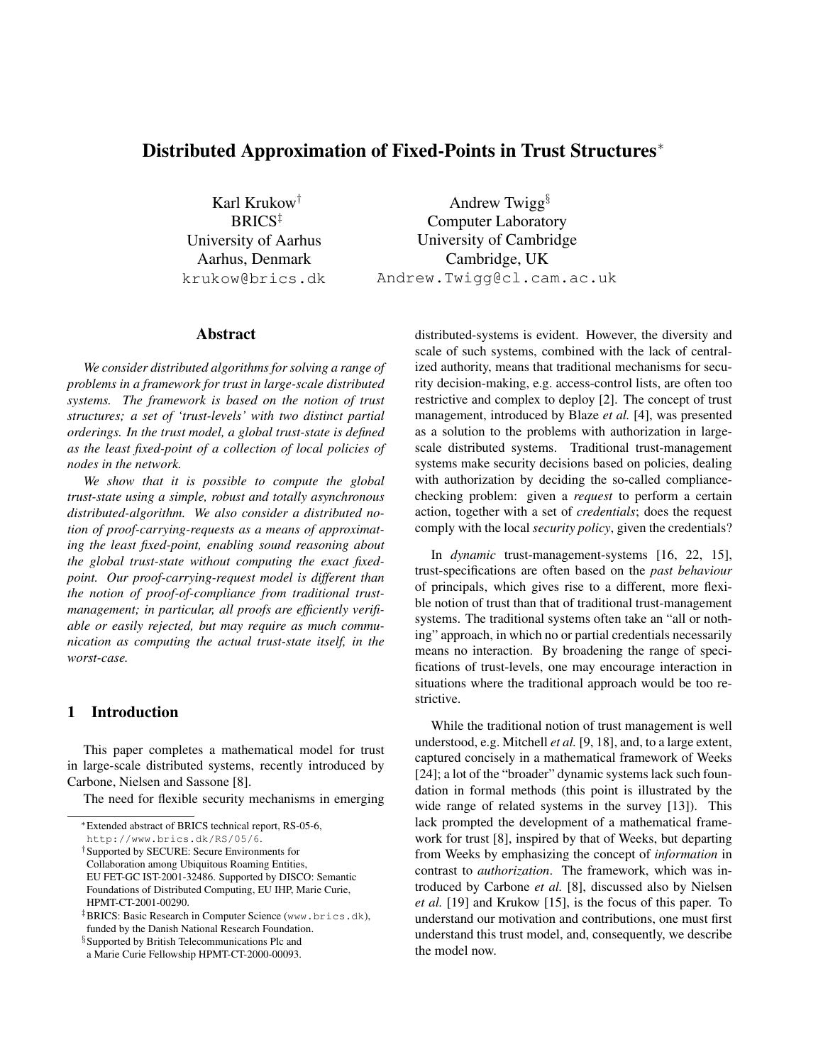# Distributed Approximation of Fixed-Points in Trust Structures*

Karl Krukow[†]
BRICS[‡]
University of Aarhus
Aarhus, Denmark
krukow@brics.dk

Andrew Twigg[§]
Computer Laboratory
University of Cambridge
Cambridge, UK
Andrew.Twigg@cl.cam.ac.uk

## Abstract

*We consider distributed algorithms for solving a range of problems in a framework for trust in large-scale distributed systems. The framework is based on the notion of trust structures; a set of 'trust-levels' with two distinct partial orderings. In the trust model, a global trust-state is defined as the least fixed-point of a collection of local policies of nodes in the network.*

*We show that it is possible to compute the global trust-state using a simple, robust and totally asynchronous distributed-algorithm. We also consider a distributed notion of proof-carrying-requests as a means of approximating the least fixed-point, enabling sound reasoning about the global trust-state without computing the exact fixed-point. Our proof-carrying-request model is different than the notion of proof-of-compliance from traditional trust-management; in particular, all proofs are efficiently verifiable or easily rejected, but may require as much communication as computing the actual trust-state itself, in the worst-case.*

## 1 Introduction

This paper completes a mathematical model for trust in large-scale distributed systems, recently introduced by Carbone, Nielsen and Sassone [8].

The need for flexible security mechanisms in emerging distributed-systems is evident. However, the diversity and scale of such systems, combined with the lack of centralized authority, means that traditional mechanisms for security decision-making, e.g. access-control lists, are often too restrictive and complex to deploy [2]. The concept of trust management, introduced by Blaze *et al.* [4], was presented as a solution to the problems with authorization in large-scale distributed systems. Traditional trust-management systems make security decisions based on policies, dealing with authorization by deciding the so-called compliance-checking problem: given a *request* to perform a certain action, together with a set of *credentials*; does the request comply with the local *security policy*, given the credentials?

In *dynamic* trust-management-systems [16, 22, 15], trust-specifications are often based on the *past behaviour* of principals, which gives rise to a different, more flexible notion of trust than that of traditional trust-management systems. The traditional systems often take an "all or nothing" approach, in which no or partial credentials necessarily means no interaction. By broadening the range of specifications of trust-levels, one may encourage interaction in situations where the traditional approach would be too restrictive.

While the traditional notion of trust management is well understood, e.g. Mitchell *et al.* [9, 18], and, to a large extent, captured concisely in a mathematical framework of Weeks [24]; a lot of the "broader" dynamic systems lack such foundation in formal methods (this point is illustrated by the wide range of related systems in the survey [13]). This lack prompted the development of a mathematical framework for trust [8], inspired by that of Weeks, but departing from Weeks by emphasizing the concept of *information* in contrast to *authorization*. The framework, which was introduced by Carbone *et al.* [8], discussed also by Nielsen *et al.* [19] and Krukow [15], is the focus of this paper. To understand our motivation and contributions, one must first understand this trust model, and, consequently, we describe the model now.

---

*Extended abstract of BRICS technical report, RS-05-6, http://www.brics.dk/RS/05/6.

[†]Supported by SECURE: Secure Environments for Collaboration among Ubiquitous Roaming Entities, EU FET-GC IST-2001-32486. Supported by DISCO: Semantic Foundations of Distributed Computing, EU IHP, Marie Curie, HPMT-CT-2001-00290.

[‡]BRICS: Basic Research in Computer Science (www.brics.dk), funded by the Danish National Research Foundation.

[§]Supported by British Telecommunications Plc and a Marie Curie Fellowship HPMT-CT-2000-00093.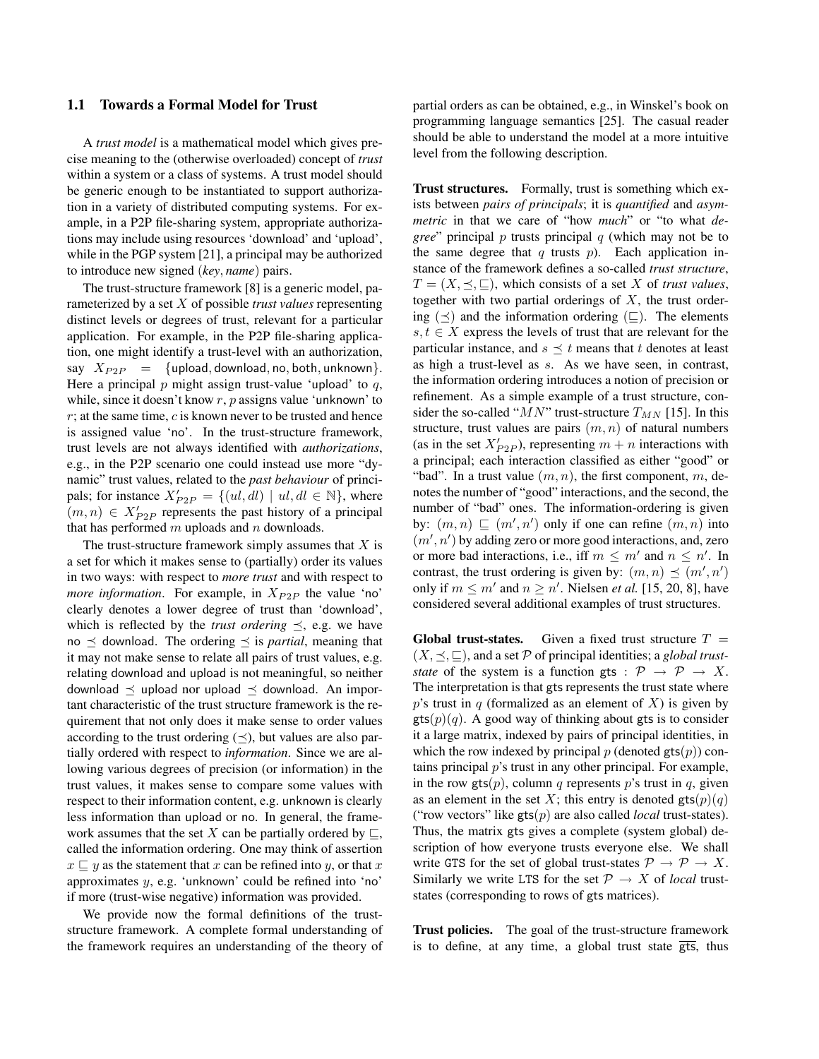### 1.1 Towards a Formal Model for Trust

A *trust model* is a mathematical model which gives precise meaning to the (otherwise overloaded) concept of *trust* within a system or a class of systems. A trust model should be generic enough to be instantiated to support authorization in a variety of distributed computing systems. For example, in a P2P file-sharing system, appropriate authorizations may include using resources 'download' and 'upload', while in the PGP system [21], a principal may be authorized to introduce new signed (*key*, *name*) pairs.

The trust-structure framework [8] is a generic model, parameterized by a set $X$ of possible *trust values* representing distinct levels or degrees of trust, relevant for a particular application. For example, in the P2P file-sharing application, one might identify a trust-level with an authorization, say $X_{P2P} = \{\mathsf{upload}, \mathsf{download}, \mathsf{no}, \mathsf{both}, \mathsf{unknown}\}$. Here a principal $p$ might assign trust-value 'upload' to $q$, while, since it doesn't know $r$, $p$ assigns value 'unknown' to $r$; at the same time, $c$ is known never to be trusted and hence is assigned value 'no'. In the trust-structure framework, trust levels are not always identified with *authorizations*, e.g., in the P2P scenario one could instead use more "dynamic" trust values, related to the *past behaviour* of principals; for instance $X'_{P2P} = \{(ul, dl) \mid ul, dl \in \mathbb{N}\}$, where $(m, n) \in X'_{P2P}$ represents the past history of a principal that has performed $m$ uploads and $n$ downloads.

The trust-structure framework simply assumes that $X$ is a set for which it makes sense to (partially) order its values in two ways: with respect to *more trust* and with respect to *more information*. For example, in $X_{P2P}$ the value 'no' clearly denotes a lower degree of trust than 'download', which is reflected by the *trust ordering* $\preceq$, e.g. we have $\mathsf{no} \preceq \mathsf{download}$. The ordering $\preceq$ is *partial*, meaning that it may not make sense to relate all pairs of trust values, e.g. relating download and upload is not meaningful, so neither $\mathsf{download} \preceq \mathsf{upload}$ nor $\mathsf{upload} \preceq \mathsf{download}$. An important characteristic of the trust structure framework is the requirement that not only does it make sense to order values according to the trust ordering ($\preceq$), but values are also partially ordered with respect to *information*. Since we are allowing various degrees of precision (or information) in the trust values, it makes sense to compare some values with respect to their information content, e.g. unknown is clearly less information than upload or no. In general, the framework assumes that the set $X$ can be partially ordered by $\sqsubseteq$, called the information ordering. One may think of assertion $x \sqsubseteq y$ as the statement that $x$ can be refined into $y$, or that $x$ approximates $y$, e.g. 'unknown' could be refined into 'no' if more (trust-wise negative) information was provided.

We provide now the formal definitions of the trust-structure framework. A complete formal understanding of the framework requires an understanding of the theory of partial orders as can be obtained, e.g., in Winskel's book on programming language semantics [25]. The casual reader should be able to understand the model at a more intuitive level from the following description.

**Trust structures.** Formally, trust is something which exists between *pairs of principals*; it is *quantified* and *asymmetric* in that we care of "how *much*" or "to what *degree*" principal $p$ trusts principal $q$ (which may not be to the same degree that $q$ trusts $p$). Each application instance of the framework defines a so-called *trust structure*, $T = (X, \preceq, \sqsubseteq)$, which consists of a set $X$ of *trust values*, together with two partial orderings of $X$, the trust ordering ($\preceq$) and the information ordering ($\sqsubseteq$). The elements $s, t \in X$ express the levels of trust that are relevant for the particular instance, and $s \preceq t$ means that $t$ denotes at least as high a trust-level as $s$. As we have seen, in contrast, the information ordering introduces a notion of precision or refinement. As a simple example of a trust structure, consider the so-called "$MN$" trust-structure $T_{MN}$ [15]. In this structure, trust values are pairs $(m, n)$ of natural numbers (as in the set $X'_{P2P}$), representing $m + n$ interactions with a principal; each interaction classified as either "good" or "bad". In a trust value $(m, n)$, the first component, $m$, denotes the number of "good" interactions, and the second, the number of "bad" ones. The information-ordering is given by: $(m, n) \sqsubseteq (m', n')$ only if one can refine $(m, n)$ into $(m', n')$ by adding zero or more good interactions, and, zero or more bad interactions, i.e., iff $m \leq m'$ and $n \leq n'$. In contrast, the trust ordering is given by: $(m, n) \preceq (m', n')$ only if $m \leq m'$ and $n \geq n'$. Nielsen *et al.* [15, 20, 8], have considered several additional examples of trust structures.

**Global trust-states.** Given a fixed trust structure $T = (X, \preceq, \sqsubseteq)$, and a set $\mathcal{P}$ of principal identities; a *global trust-state* of the system is a function $\mathsf{gts} : \mathcal{P} \to \mathcal{P} \to X$. The interpretation is that gts represents the trust state where $p$'s trust in $q$ (formalized as an element of $X$) is given by $\mathsf{gts}(p)(q)$. A good way of thinking about gts is to consider it a large matrix, indexed by pairs of principal identities, in which the row indexed by principal $p$ (denoted $\mathsf{gts}(p)$) contains principal $p$'s trust in any other principal. For example, in the row $\mathsf{gts}(p)$, column $q$ represents $p$'s trust in $q$, given as an element in the set $X$; this entry is denoted $\mathsf{gts}(p)(q)$ ("row vectors" like $\mathsf{gts}(p)$ are also called *local* trust-states). Thus, the matrix gts gives a complete (system global) description of how everyone trusts everyone else. We shall write GTS for the set of global trust-states $\mathcal{P} \to \mathcal{P} \to X$. Similarly we write LTS for the set $\mathcal{P} \to X$ of *local* trust-states (corresponding to rows of gts matrices).

**Trust policies.** The goal of the trust-structure framework is to define, at any time, a global trust state $\overline{\mathsf{gts}}$, thus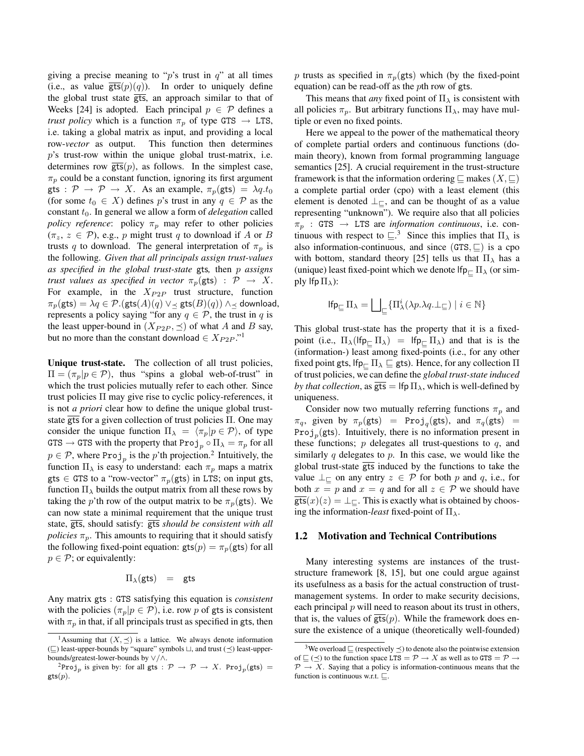giving a precise meaning to "$p$'s trust in $q$" at all times (i.e., as value $\overline{\mathsf{gts}}(p)(q)$). In order to uniquely define the global trust state $\overline{\mathsf{gts}}$, an approach similar to that of Weeks [24] is adopted. Each principal $p \in \mathcal{P}$ defines a *trust policy* which is a function $\pi_p$ of type $\mathtt{GTS} \rightarrow \mathtt{LTS}$, i.e. taking a global matrix as input, and providing a local row-*vector* as output. This function then determines $p$'s trust-row within the unique global trust-matrix, i.e. determines row $\overline{\mathsf{gts}}(p)$, as follows. In the simplest case, $\pi_p$ could be a constant function, ignoring its first argument $\mathsf{gts} : \mathcal{P} \rightarrow \mathcal{P} \rightarrow X$. As an example, $\pi_p(\mathsf{gts}) = \lambda q.t_0$ (for some $t_0 \in X$) defines $p$'s trust in any $q \in \mathcal{P}$ as the constant $t_0$. In general we allow a form of *delegation* called *policy reference*: policy $\pi_p$ may refer to other policies ($\pi_z$, $z \in \mathcal{P}$), e.g., $p$ might trust $q$ to download if $A$ or $B$ trusts $q$ to download. The general interpretation of $\pi_p$ is the following. *Given that all principals assign trust-values as specified in the global trust-state* $\mathsf{gts}$*, then* $p$ *assigns trust values as specified in vector* $\pi_p(\mathsf{gts}) : \mathcal{P} \rightarrow X$. For example, in the $X_{P2P}$ trust structure, function $\pi_p(\mathsf{gts}) = \lambda q \in \mathcal{P}.(\mathsf{gts}(A)(q) \vee_{\preceq} \mathsf{gts}(B)(q)) \wedge_{\preceq} \mathsf{download}$, represents a policy saying "for any $q \in \mathcal{P}$, the trust in $q$ is the least upper-bound in $(X_{P2P}, \preceq)$ of what $A$ and $B$ say, but no more than the constant $\mathsf{download} \in X_{P2P}$."[1]

**Unique trust-state.** The collection of all trust policies, $\Pi = (\pi_p | p \in \mathcal{P})$, thus "spins a global web-of-trust" in which the trust policies mutually refer to each other. Since trust policies $\Pi$ may give rise to cyclic policy-references, it is not *a priori* clear how to define the unique global trust-state $\overline{\mathsf{gts}}$ for a given collection of trust policies $\Pi$. One may consider the unique function $\Pi_\lambda = \langle \pi_p | p \in \mathcal{P} \rangle$, of type $\mathtt{GTS} \rightarrow \mathtt{GTS}$ with the property that $\mathtt{Proj}_p \circ \Pi_\lambda = \pi_p$ for all $p \in \mathcal{P}$, where $\mathtt{Proj}_p$ is the $p$'th projection.[2] Intuitively, the function $\Pi_\lambda$ is easy to understand: each $\pi_p$ maps a matrix $\mathsf{gts} \in \mathtt{GTS}$ to a "row-vector" $\pi_p(\mathsf{gts})$ in $\mathtt{LTS}$; on input $\mathsf{gts}$, function $\Pi_\lambda$ builds the output matrix from all these rows by taking the $p$'th row of the output matrix to be $\pi_p(\mathsf{gts})$. We can now state a minimal requirement that the unique trust state, $\overline{\mathsf{gts}}$, should satisfy: $\overline{\mathsf{gts}}$ *should be consistent with all policies* $\pi_p$. This amounts to requiring that it should satisfy the following fixed-point equation: $\mathsf{gts}(p) = \pi_p(\mathsf{gts})$ for all $p \in \mathcal{P}$; or equivalently:

$$\Pi_\lambda(\mathsf{gts}) \quad = \quad \mathsf{gts}$$

Any matrix $\mathsf{gts} : \mathtt{GTS}$ satisfying this equation is *consistent* with the policies $(\pi_p | p \in \mathcal{P})$, i.e. row $p$ of $\mathsf{gts}$ is consistent with $\pi_p$ in that, if all principals trust as specified in $\mathsf{gts}$, then $p$ trusts as specified in $\pi_p(\mathsf{gts})$ which (by the fixed-point equation) can be read-off as the $p$th row of $\mathsf{gts}$.

This means that *any* fixed point of $\Pi_\lambda$ is consistent with all policies $\pi_p$. But arbitrary functions $\Pi_\lambda$, may have multiple or even no fixed points.

Here we appeal to the power of the mathematical theory of complete partial orders and continuous functions (domain theory), known from formal programming language semantics [25]. A crucial requirement in the trust-structure framework is that the information ordering $\sqsubseteq$ makes $(X, \sqsubseteq)$ a complete partial order (cpo) with a least element (this element is denoted $\perp_\sqsubseteq$, and can be thought of as a value representing "unknown"). We require also that all policies $\pi_p : \mathtt{GTS} \rightarrow \mathtt{LTS}$ are *information continuous*, i.e. continuous with respect to $\sqsubseteq$.[3] Since this implies that $\Pi_\lambda$ is also information-continuous, and since $(\mathtt{GTS}, \sqsubseteq)$ is a cpo with bottom, standard theory [25] tells us that $\Pi_\lambda$ has a (unique) least fixed-point which we denote $\mathsf{lfp}_\sqsubseteq \Pi_\lambda$ (or simply $\mathsf{lfp}\, \Pi_\lambda$):

$$\mathsf{lfp}_\sqsubseteq \Pi_\lambda = \bigsqcup\nolimits_\sqsubseteq \{\Pi_\lambda^i(\lambda p.\lambda q.\perp_\sqsubseteq) \mid i \in \mathbb{N}\}$$

This global trust-state has the property that it is a fixed-point (i.e., $\Pi_\lambda(\mathsf{lfp}_\sqsubseteq \Pi_\lambda) = \mathsf{lfp}_\sqsubseteq \Pi_\lambda$) and that is is the (information-) least among fixed-points (i.e., for any other fixed point $\mathsf{gts}$, $\mathsf{lfp}_\sqsubseteq \Pi_\lambda \sqsubseteq \mathsf{gts}$). Hence, for any collection $\Pi$ of trust policies, we can define the *global trust-state induced by that collection*, as $\overline{\mathsf{gts}} = \mathsf{lfp}\, \Pi_\lambda$, which is well-defined by uniqueness.

Consider now two mutually referring functions $\pi_p$ and $\pi_q$, given by $\pi_p(\mathsf{gts}) = \mathtt{Proj}_q(\mathsf{gts})$, and $\pi_q(\mathsf{gts}) = \mathtt{Proj}_p(\mathsf{gts})$. Intuitively, there is no information present in these functions; $p$ delegates all trust-questions to $q$, and similarly $q$ delegates to $p$. In this case, we would like the global trust-state $\overline{\mathsf{gts}}$ induced by the functions to take the value $\perp_\sqsubseteq$ on any entry $z \in \mathcal{P}$ for both $p$ and $q$, i.e., for both $x = p$ and $x = q$ and for all $z \in \mathcal{P}$ we should have $\overline{\mathsf{gts}}(x)(z) = \perp_\sqsubseteq$. This is exactly what is obtained by choosing the information-*least* fixed-point of $\Pi_\lambda$.

## 1.2 Motivation and Technical Contributions

Many interesting systems are instances of the trust-structure framework [8, 15], but one could argue against its usefulness as a basis for the actual construction of trust-management systems. In order to make security decisions, each principal $p$ will need to reason about its trust in others, that is, the values of $\overline{\mathsf{gts}}(p)$. While the framework does ensure the existence of a unique (theoretically well-founded)

---

[1] Assuming that $(X, \preceq)$ is a lattice. We always denote information ($\sqsubseteq$) least-upper-bounds by "square" symbols $\sqcup$, and trust ($\preceq$) least-upper-bounds/greatest-lower-bounds by $\vee/\wedge$.

[2] $\mathtt{Proj}_p$ is given by: for all $\mathsf{gts} : \mathcal{P} \rightarrow \mathcal{P} \rightarrow X$. $\mathtt{Proj}_p(\mathsf{gts}) = \mathsf{gts}(p)$.

[3] We overload $\sqsubseteq$ (respectively $\preceq$) to denote also the pointwise extension of $\sqsubseteq$ ($\preceq$) to the function space $\mathtt{LTS} = \mathcal{P} \rightarrow X$ as well as to $\mathtt{GTS} = \mathcal{P} \rightarrow \mathcal{P} \rightarrow X$. Saying that a policy is information-continuous means that the function is continuous w.r.t. $\sqsubseteq$.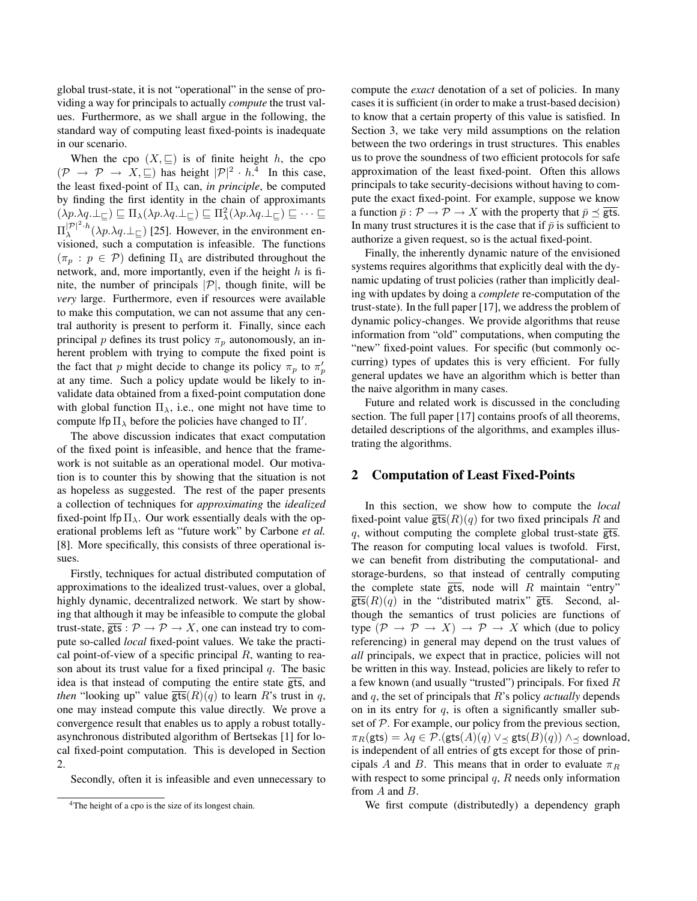global trust-state, it is not "operational" in the sense of providing a way for principals to actually *compute* the trust values. Furthermore, as we shall argue in the following, the standard way of computing least fixed-points is inadequate in our scenario.

When the cpo $(X, \sqsubseteq)$ is of finite height $h$, the cpo $(\mathcal{P} \to \mathcal{P} \to X, \sqsubseteq)$ has height $|\mathcal{P}|^2 \cdot h$.[4] In this case, the least fixed-point of $\Pi_\lambda$ can, *in principle*, be computed by finding the first identity in the chain of approximants $(\lambda p.\lambda q.\bot_\sqsubseteq) \sqsubseteq \Pi_\lambda(\lambda p.\lambda q.\bot_\sqsubseteq) \sqsubseteq \Pi_\lambda^2(\lambda p.\lambda q.\bot_\sqsubseteq) \sqsubseteq \cdots \sqsubseteq \Pi_\lambda^{|\mathcal{P}|^2 \cdot h}(\lambda p.\lambda q.\bot_\sqsubseteq)$ [25]. However, in the environment envisioned, such a computation is infeasible. The functions $(\pi_p : p \in \mathcal{P})$ defining $\Pi_\lambda$ are distributed throughout the network, and, more importantly, even if the height $h$ is finite, the number of principals $|\mathcal{P}|$, though finite, will be *very* large. Furthermore, even if resources were available to make this computation, we can not assume that any central authority is present to perform it. Finally, since each principal $p$ defines its trust policy $\pi_p$ autonomously, an inherent problem with trying to compute the fixed point is the fact that $p$ might decide to change its policy $\pi_p$ to $\pi'_p$ at any time. Such a policy update would be likely to invalidate data obtained from a fixed-point computation done with global function $\Pi_\lambda$, i.e., one might not have time to compute $\mathsf{lfp}\,\Pi_\lambda$ before the policies have changed to $\Pi'$.

The above discussion indicates that exact computation of the fixed point is infeasible, and hence that the framework is not suitable as an operational model. Our motivation is to counter this by showing that the situation is not as hopeless as suggested. The rest of the paper presents a collection of techniques for *approximating* the *idealized* fixed-point $\mathsf{lfp}\,\Pi_\lambda$. Our work essentially deals with the operational problems left as "future work" by Carbone *et al.* [8]. More specifically, this consists of three operational issues.

Firstly, techniques for actual distributed computation of approximations to the idealized trust-values, over a global, highly dynamic, decentralized network. We start by showing that although it may be infeasible to compute the global trust-state, $\overline{\mathsf{gts}} : \mathcal{P} \to \mathcal{P} \to X$, one can instead try to compute so-called *local* fixed-point values. We take the practical point-of-view of a specific principal $R$, wanting to reason about its trust value for a fixed principal $q$. The basic idea is that instead of computing the entire state $\overline{\mathsf{gts}}$, and *then* "looking up" value $\overline{\mathsf{gts}}(R)(q)$ to learn $R$'s trust in $q$, one may instead compute this value directly. We prove a convergence result that enables us to apply a robust totally-asynchronous distributed algorithm of Bertsekas [1] for local fixed-point computation. This is developed in Section 2.

Secondly, often it is infeasible and even unnecessary to compute the *exact* denotation of a set of policies. In many cases it is sufficient (in order to make a trust-based decision) to know that a certain property of this value is satisfied. In Section 3, we take very mild assumptions on the relation between the two orderings in trust structures. This enables us to prove the soundness of two efficient protocols for safe approximation of the least fixed-point. Often this allows principals to take security-decisions without having to compute the exact fixed-point. For example, suppose we know a function $\bar{p} : \mathcal{P} \to \mathcal{P} \to X$ with the property that $\bar{p} \preceq \overline{\mathsf{gts}}$. In many trust structures it is the case that if $\bar{p}$ is sufficient to authorize a given request, so is the actual fixed-point.

Finally, the inherently dynamic nature of the envisioned systems requires algorithms that explicitly deal with the dynamic updating of trust policies (rather than implicitly dealing with updates by doing a *complete* re-computation of the trust-state). In the full paper [17], we address the problem of dynamic policy-changes. We provide algorithms that reuse information from "old" computations, when computing the "new" fixed-point values. For specific (but commonly occurring) types of updates this is very efficient. For fully general updates we have an algorithm which is better than the naive algorithm in many cases.

Future and related work is discussed in the concluding section. The full paper [17] contains proofs of all theorems, detailed descriptions of the algorithms, and examples illustrating the algorithms.

## 2 Computation of Least Fixed-Points

In this section, we show how to compute the *local* fixed-point value $\overline{\mathsf{gts}}(R)(q)$ for two fixed principals $R$ and $q$, without computing the complete global trust-state $\overline{\mathsf{gts}}$. The reason for computing local values is twofold. First, we can benefit from distributing the computational- and storage-burdens, so that instead of centrally computing the complete state $\overline{\mathsf{gts}}$, node will $R$ maintain "entry" $\overline{\mathsf{gts}}(R)(q)$ in the "distributed matrix" $\overline{\mathsf{gts}}$. Second, although the semantics of trust policies are functions of type $(\mathcal{P} \to \mathcal{P} \to X) \to \mathcal{P} \to X$ which (due to policy referencing) in general may depend on the trust values of *all* principals, we expect that in practice, policies will not be written in this way. Instead, policies are likely to refer to a few known (and usually "trusted") principals. For fixed $R$ and $q$, the set of principals that $R$'s policy *actually* depends on in its entry for $q$, is often a significantly smaller subset of $\mathcal{P}$. For example, our policy from the previous section, $\pi_R(\mathsf{gts}) = \lambda q \in \mathcal{P}.(\mathsf{gts}(A)(q) \vee_\preceq \mathsf{gts}(B)(q)) \wedge_\preceq \mathsf{download}$, is independent of all entries of gts except for those of principals $A$ and $B$. This means that in order to evaluate $\pi_R$ with respect to some principal $q$, $R$ needs only information from $A$ and $B$.

We first compute (distributedly) a dependency graph

[4] The height of a cpo is the size of its longest chain.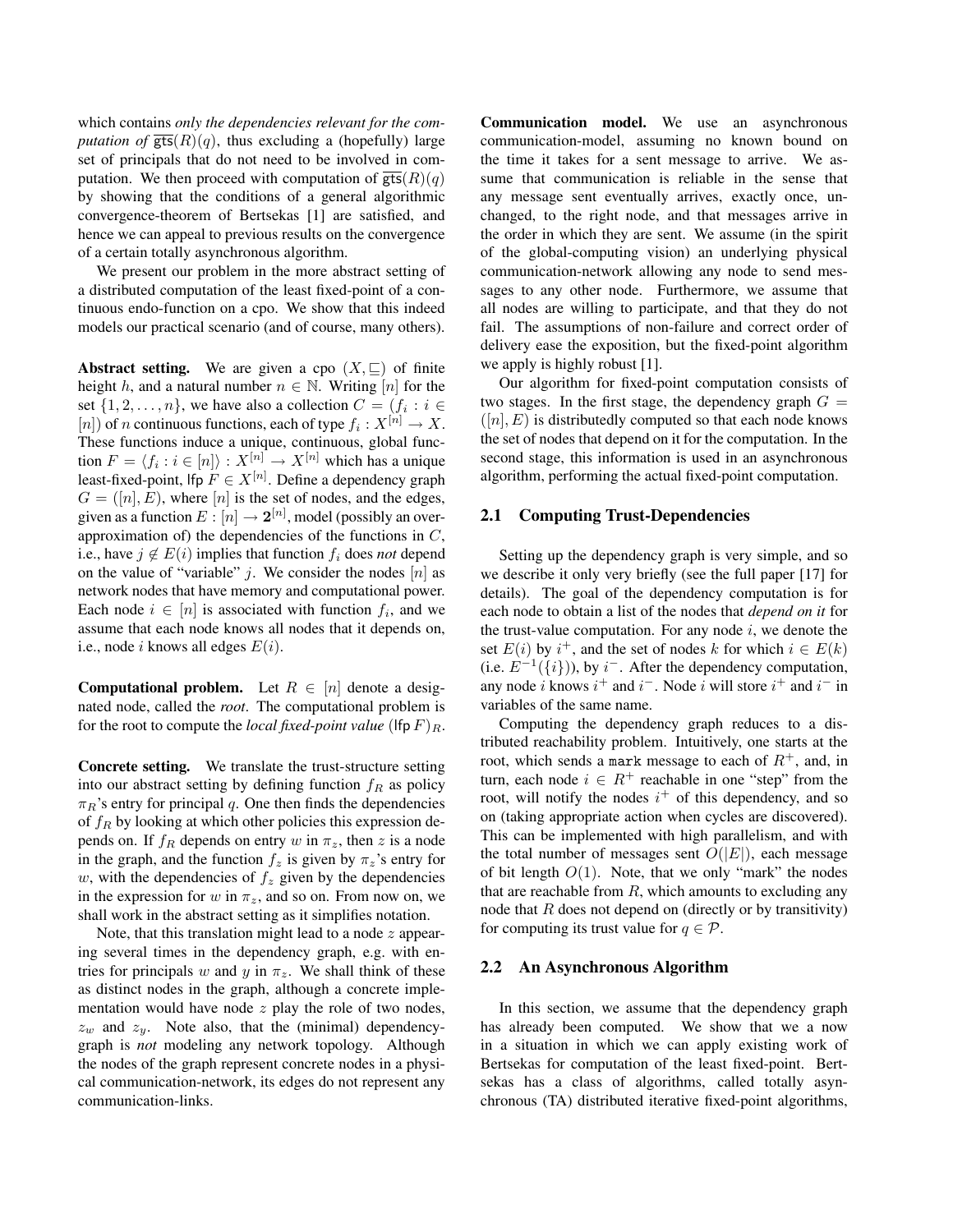which contains *only the dependencies relevant for the computation of* $\overline{\mathsf{gts}}(R)(q)$, thus excluding a (hopefully) large set of principals that do not need to be involved in computation. We then proceed with computation of $\overline{\mathsf{gts}}(R)(q)$ by showing that the conditions of a general algorithmic convergence-theorem of Bertsekas [1] are satisfied, and hence we can appeal to previous results on the convergence of a certain totally asynchronous algorithm.

We present our problem in the more abstract setting of a distributed computation of the least fixed-point of a continuous endo-function on a cpo. We show that this indeed models our practical scenario (and of course, many others).

**Abstract setting.** We are given a cpo $(X, \sqsubseteq)$ of finite height $h$, and a natural number $n \in \mathbb{N}$. Writing $[n]$ for the set $\{1, 2, \ldots, n\}$, we have also a collection $C = (f_i : i \in [n])$ of $n$ continuous functions, each of type $f_i : X^{[n]} \to X$. These functions induce a unique, continuous, global function $F = \langle f_i : i \in [n] \rangle : X^{[n]} \to X^{[n]}$ which has a unique least-fixed-point, $\mathsf{lfp}\ F \in X^{[n]}$. Define a dependency graph $G = ([n], E)$, where $[n]$ is the set of nodes, and the edges, given as a function $E : [n] \to \mathbf{2}^{[n]}$, model (possibly an over-approximation of) the dependencies of the functions in $C$, i.e., have $j \notin E(i)$ implies that function $f_i$ does *not* depend on the value of "variable" $j$. We consider the nodes $[n]$ as network nodes that have memory and computational power. Each node $i \in [n]$ is associated with function $f_i$, and we assume that each node knows all nodes that it depends on, i.e., node $i$ knows all edges $E(i)$.

**Computational problem.** Let $R \in [n]$ denote a designated node, called the *root*. The computational problem is for the root to compute the *local fixed-point value* $(\mathsf{lfp}\ F)_R$.

**Concrete setting.** We translate the trust-structure setting into our abstract setting by defining function $f_R$ as policy $\pi_R$'s entry for principal $q$. One then finds the dependencies of $f_R$ by looking at which other policies this expression depends on. If $f_R$ depends on entry $w$ in $\pi_z$, then $z$ is a node in the graph, and the function $f_z$ is given by $\pi_z$'s entry for $w$, with the dependencies of $f_z$ given by the dependencies in the expression for $w$ in $\pi_z$, and so on. From now on, we shall work in the abstract setting as it simplifies notation.

Note, that this translation might lead to a node $z$ appearing several times in the dependency graph, e.g. with entries for principals $w$ and $y$ in $\pi_z$. We shall think of these as distinct nodes in the graph, although a concrete implementation would have node $z$ play the role of two nodes, $z_w$ and $z_y$. Note also, that the (minimal) dependency-graph is *not* modeling any network topology. Although the nodes of the graph represent concrete nodes in a physical communication-network, its edges do not represent any communication-links.

**Communication model.** We use an asynchronous communication-model, assuming no known bound on the time it takes for a sent message to arrive. We assume that communication is reliable in the sense that any message sent eventually arrives, exactly once, unchanged, to the right node, and that messages arrive in the order in which they are sent. We assume (in the spirit of the global-computing vision) an underlying physical communication-network allowing any node to send messages to any other node. Furthermore, we assume that all nodes are willing to participate, and that they do not fail. The assumptions of non-failure and correct order of delivery ease the exposition, but the fixed-point algorithm we apply is highly robust [1].

Our algorithm for fixed-point computation consists of two stages. In the first stage, the dependency graph $G = ([n], E)$ is distributedly computed so that each node knows the set of nodes that depend on it for the computation. In the second stage, this information is used in an asynchronous algorithm, performing the actual fixed-point computation.

## 2.1 Computing Trust-Dependencies

Setting up the dependency graph is very simple, and so we describe it only very briefly (see the full paper [17] for details). The goal of the dependency computation is for each node to obtain a list of the nodes that *depend on it* for the trust-value computation. For any node $i$, we denote the set $E(i)$ by $i^+$, and the set of nodes $k$ for which $i \in E(k)$ (i.e. $E^{-1}(\{i\})$), by $i^-$. After the dependency computation, any node $i$ knows $i^+$ and $i^-$. Node $i$ will store $i^+$ and $i^-$ in variables of the same name.

Computing the dependency graph reduces to a distributed reachability problem. Intuitively, one starts at the root, which sends a `mark` message to each of $R^+$, and, in turn, each node $i \in R^+$ reachable in one "step" from the root, will notify the nodes $i^+$ of this dependency, and so on (taking appropriate action when cycles are discovered). This can be implemented with high parallelism, and with the total number of messages sent $O(|E|)$, each message of bit length $O(1)$. Note, that we only "mark" the nodes that are reachable from $R$, which amounts to excluding any node that $R$ does not depend on (directly or by transitivity) for computing its trust value for $q \in \mathcal{P}$.

## 2.2 An Asynchronous Algorithm

In this section, we assume that the dependency graph has already been computed. We show that we a now in a situation in which we can apply existing work of Bertsekas for computation of the least fixed-point. Bertsekas has a class of algorithms, called totally asynchronous (TA) distributed iterative fixed-point algorithms,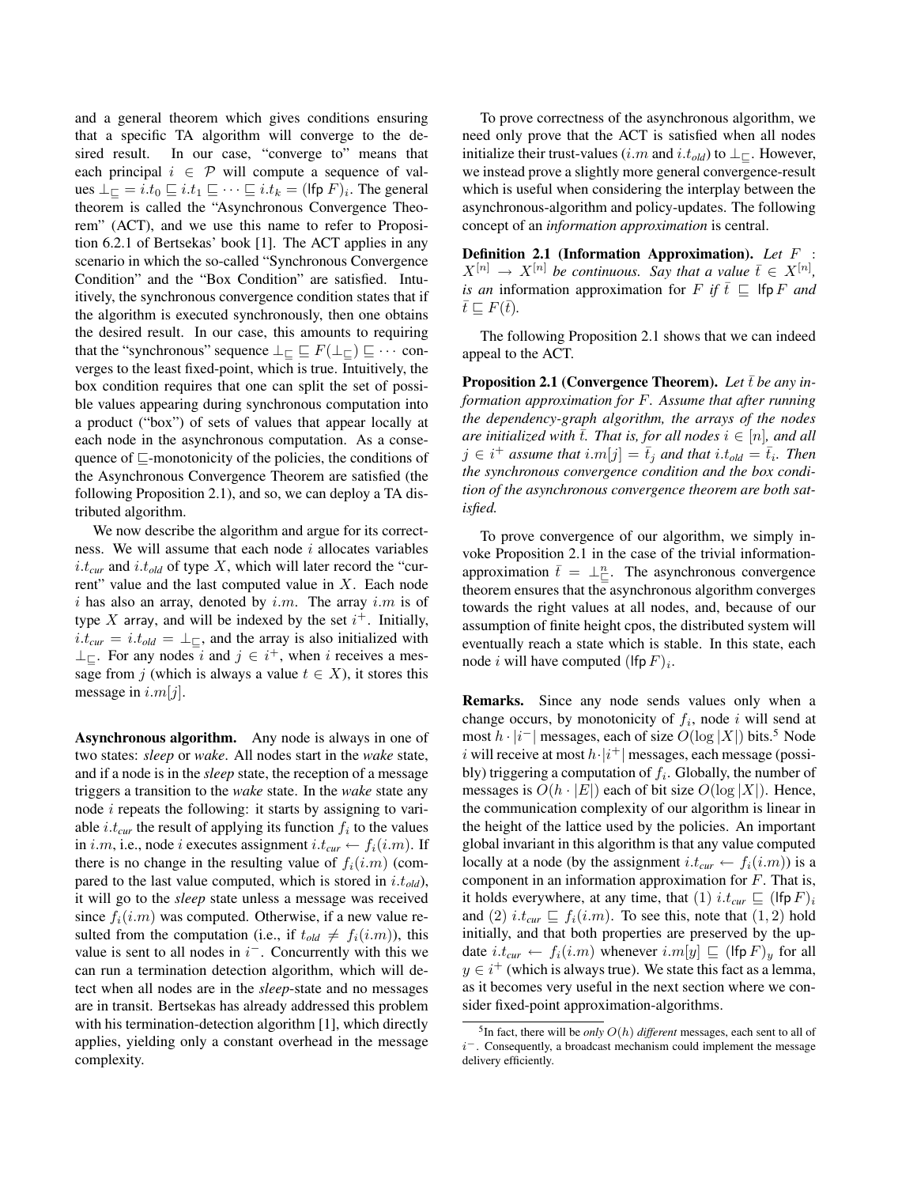and a general theorem which gives conditions ensuring that a specific TA algorithm will converge to the desired result. In our case, "converge to" means that each principal $i \in \mathcal{P}$ will compute a sequence of values $\bot_{\sqsubseteq} = i.t_0 \sqsubseteq i.t_1 \sqsubseteq \cdots \sqsubseteq i.t_k = (\mathsf{lfp}\ F)_i$. The general theorem is called the "Asynchronous Convergence Theorem" (ACT), and we use this name to refer to Proposition 6.2.1 of Bertsekas' book [1]. The ACT applies in any scenario in which the so-called "Synchronous Convergence Condition" and the "Box Condition" are satisfied. Intuitively, the synchronous convergence condition states that if the algorithm is executed synchronously, then one obtains the desired result. In our case, this amounts to requiring that the "synchronous" sequence $\bot_{\sqsubseteq} \sqsubseteq F(\bot_{\sqsubseteq}) \sqsubseteq \cdots$ converges to the least fixed-point, which is true. Intuitively, the box condition requires that one can split the set of possible values appearing during synchronous computation into a product ("box") of sets of values that appear locally at each node in the asynchronous computation. As a consequence of $\sqsubseteq$-monotonicity of the policies, the conditions of the Asynchronous Convergence Theorem are satisfied (the following Proposition 2.1), and so, we can deploy a TA distributed algorithm.

We now describe the algorithm and argue for its correctness. We will assume that each node $i$ allocates variables $i.t_{cur}$ and $i.t_{old}$ of type $X$, which will later record the "current" value and the last computed value in $X$. Each node $i$ has also an array, denoted by $i.m$. The array $i.m$ is of type $X$ array, and will be indexed by the set $i^+$. Initially, $i.t_{cur} = i.t_{old} = \bot_{\sqsubseteq}$, and the array is also initialized with $\bot_{\sqsubseteq}$. For any nodes $i$ and $j \in i^+$, when $i$ receives a message from $j$ (which is always a value $t \in X$), it stores this message in $i.m[j]$.

**Asynchronous algorithm.** Any node is always in one of two states: *sleep* or *wake*. All nodes start in the *wake* state, and if a node is in the *sleep* state, the reception of a message triggers a transition to the *wake* state. In the *wake* state any node $i$ repeats the following: it starts by assigning to variable $i.t_{cur}$ the result of applying its function $f_i$ to the values in $i.m$, i.e., node $i$ executes assignment $i.t_{cur} \leftarrow f_i(i.m)$. If there is no change in the resulting value of $f_i(i.m)$ (compared to the last value computed, which is stored in $i.t_{old}$), it will go to the *sleep* state unless a message was received since $f_i(i.m)$ was computed. Otherwise, if a new value resulted from the computation (i.e., if $t_{old} \neq f_i(i.m)$), this value is sent to all nodes in $i^-$. Concurrently with this we can run a termination detection algorithm, which will detect when all nodes are in the *sleep*-state and no messages are in transit. Bertsekas has already addressed this problem with his termination-detection algorithm [1], which directly applies, yielding only a constant overhead in the message complexity.

To prove correctness of the asynchronous algorithm, we need only prove that the ACT is satisfied when all nodes initialize their trust-values ($i.m$ and $i.t_{old}$) to $\bot_{\sqsubseteq}$. However, we instead prove a slightly more general convergence-result which is useful when considering the interplay between the asynchronous-algorithm and policy-updates. The following concept of an *information approximation* is central.

**Definition 2.1 (Information Approximation).** *Let $F : X^{[n]} \rightarrow X^{[n]}$ be continuous. Say that a value $\bar{t} \in X^{[n]}$, is an* information approximation *for $F$ if $\bar{t} \sqsubseteq \mathsf{lfp}\, F$ and $\bar{t} \sqsubseteq F(\bar{t})$.*

The following Proposition 2.1 shows that we can indeed appeal to the ACT.

**Proposition 2.1 (Convergence Theorem).** *Let $\bar{t}$ be any information approximation for $F$. Assume that after running the dependency-graph algorithm, the arrays of the nodes are initialized with $\bar{t}$. That is, for all nodes $i \in [n]$, and all $j \in i^+$ assume that $i.m[j] = \bar{t}_j$ and that $i.t_{old} = \bar{t}_i$. Then the synchronous convergence condition and the box condition of the asynchronous convergence theorem are both satisfied.*

To prove convergence of our algorithm, we simply invoke Proposition 2.1 in the case of the trivial information-approximation $\bar{t} = \bot_{\sqsubseteq}^n$. The asynchronous convergence theorem ensures that the asynchronous algorithm converges towards the right values at all nodes, and, because of our assumption of finite height cpos, the distributed system will eventually reach a state which is stable. In this state, each node $i$ will have computed $(\mathsf{lfp}\, F)_i$.

**Remarks.** Since any node sends values only when a change occurs, by monotonicity of $f_i$, node $i$ will send at most $h \cdot |i^-|$ messages, each of size $O(\log |X|)$ bits.[5] Node $i$ will receive at most $h \cdot |i^+|$ messages, each message (possibly) triggering a computation of $f_i$. Globally, the number of messages is $O(h \cdot |E|)$ each of bit size $O(\log |X|)$. Hence, the communication complexity of our algorithm is linear in the height of the lattice used by the policies. An important global invariant in this algorithm is that any value computed locally at a node (by the assignment $i.t_{cur} \leftarrow f_i(i.m)$) is a component in an information approximation for $F$. That is, it holds everywhere, at any time, that (1) $i.t_{cur} \sqsubseteq (\mathsf{lfp}\, F)_i$ and (2) $i.t_{cur} \sqsubseteq f_i(i.m)$. To see this, note that $(1, 2)$ hold initially, and that both properties are preserved by the update $i.t_{cur} \leftarrow f_i(i.m)$ whenever $i.m[y] \sqsubseteq (\mathsf{lfp}\, F)_y$ for all $y \in i^+$ (which is always true). We state this fact as a lemma, as it becomes very useful in the next section where we consider fixed-point approximation-algorithms.

[5] In fact, there will be *only* $O(h)$ *different* messages, each sent to all of $i^-$. Consequently, a broadcast mechanism could implement the message delivery efficiently.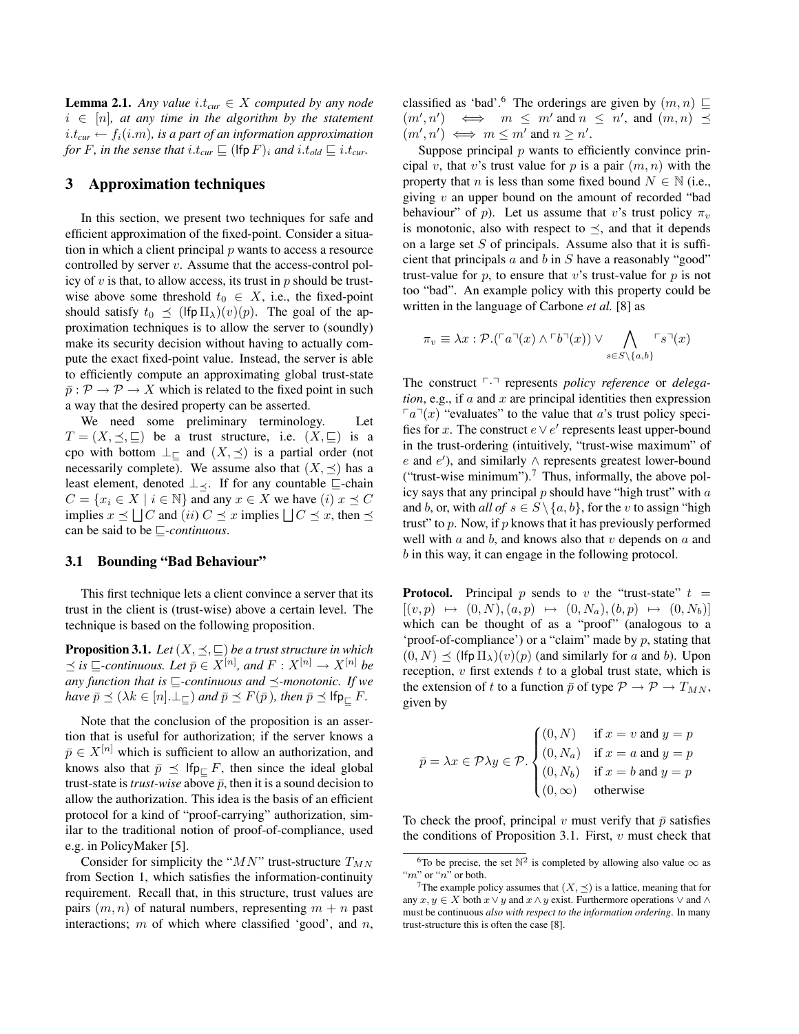**Lemma 2.1.** *Any value $i.t_{cur} \in X$ computed by any node $i \in [n]$, at any time in the algorithm by the statement $i.t_{cur} \leftarrow f_i(i.m)$, is a part of an information approximation for $F$, in the sense that $i.t_{cur} \sqsubseteq (\mathsf{lfp}\, F)_i$ and $i.t_{old} \sqsubseteq i.t_{cur}$.*

## 3 Approximation techniques

In this section, we present two techniques for safe and efficient approximation of the fixed-point. Consider a situation in which a client principal $p$ wants to access a resource controlled by server $v$. Assume that the access-control policy of $v$ is that, to allow access, its trust in $p$ should be trust-wise above some threshold $t_0 \in X$, i.e., the fixed-point should satisfy $t_0 \preceq (\mathsf{lfp}\,\Pi_\lambda)(v)(p)$. The goal of the approximation techniques is to allow the server to (soundly) make its security decision without having to actually compute the exact fixed-point value. Instead, the server is able to efficiently compute an approximating global trust-state $\bar{p} : \mathcal{P} \to \mathcal{P} \to X$ which is related to the fixed point in such a way that the desired property can be asserted.

We need some preliminary terminology. Let $T = (X, \preceq, \sqsubseteq)$ be a trust structure, i.e. $(X, \sqsubseteq)$ is a cpo with bottom $\perp_\sqsubseteq$ and $(X, \preceq)$ is a partial order (not necessarily complete). We assume also that $(X, \preceq)$ has a least element, denoted $\perp_\preceq$. If for any countable $\sqsubseteq$-chain $C = \{x_i \in X \mid i \in \mathbb{N}\}$ and any $x \in X$ we have $(i)$ $x \preceq C$ implies $x \preceq \bigsqcup C$ and $(ii)$ $C \preceq x$ implies $\bigsqcup C \preceq x$, then $\preceq$ can be said to be *$\sqsubseteq$-continuous*.

### 3.1 Bounding "Bad Behaviour"

This first technique lets a client convince a server that its trust in the client is (trust-wise) above a certain level. The technique is based on the following proposition.

**Proposition 3.1.** *Let $(X, \preceq, \sqsubseteq)$ be a trust structure in which $\preceq$ is $\sqsubseteq$-continuous. Let $\bar{p} \in X^{[n]}$, and $F : X^{[n]} \to X^{[n]}$ be any function that is $\sqsubseteq$-continuous and $\preceq$-monotonic. If we have $\bar{p} \preceq (\lambda k \in [n].\perp_\sqsubseteq)$ and $\bar{p} \preceq F(\bar{p})$, then $\bar{p} \preceq \mathsf{lfp}_\sqsubseteq F$.*

Note that the conclusion of the proposition is an assertion that is useful for authorization; if the server knows a $\bar{p} \in X^{[n]}$ which is sufficient to allow an authorization, and knows also that $\bar{p} \preceq \mathsf{lfp}_\sqsubseteq F$, then since the ideal global trust-state is *trust-wise* above $\bar{p}$, then it is a sound decision to allow the authorization. This idea is the basis of an efficient protocol for a kind of "proof-carrying" authorization, similar to the traditional notion of proof-of-compliance, used e.g. in PolicyMaker [5].

Consider for simplicity the "$MN$" trust-structure $T_{MN}$ from Section 1, which satisfies the information-continuity requirement. Recall that, in this structure, trust values are pairs $(m, n)$ of natural numbers, representing $m + n$ past interactions; $m$ of which where classified 'good', and $n$, classified as 'bad'.[6] The orderings are given by $(m, n) \sqsubseteq (m', n') \iff m \leq m'$ and $n \leq n'$, and $(m, n) \preceq (m', n') \iff m \leq m'$ and $n \geq n'$.

Suppose principal $p$ wants to efficiently convince principal $v$, that $v$'s trust value for $p$ is a pair $(m, n)$ with the property that $n$ is less than some fixed bound $N \in \mathbb{N}$ (i.e., giving $v$ an upper bound on the amount of recorded "bad behaviour" of $p$). Let us assume that $v$'s trust policy $\pi_v$ is monotonic, also with respect to $\preceq$, and that it depends on a large set $S$ of principals. Assume also that it is sufficient that principals $a$ and $b$ in $S$ have a reasonably "good" trust-value for $p$, to ensure that $v$'s trust-value for $p$ is not too "bad". An example policy with this property could be written in the language of Carbone *et al.* [8] as

$$\pi_v \equiv \lambda x : \mathcal{P}.(\ulcorner a \urcorner(x) \wedge \ulcorner b \urcorner(x)) \vee \bigwedge_{s \in S \setminus \{a,b\}} \ulcorner s \urcorner(x)$$

The construct $\ulcorner \cdot \urcorner$ represents *policy reference* or *delegation*, e.g., if $a$ and $x$ are principal identities then expression $\ulcorner a \urcorner(x)$ "evaluates" to the value that $a$'s trust policy specifies for $x$. The construct $e \vee e'$ represents least upper-bound in the trust-ordering (intuitively, "trust-wise maximum" of $e$ and $e'$), and similarly $\wedge$ represents greatest lower-bound ("trust-wise minimum").[7] Thus, informally, the above policy says that any principal $p$ should have "high trust" with $a$ and $b$, or, with *all of* $s \in S \setminus \{a, b\}$, for the $v$ to assign "high trust" to $p$. Now, if $p$ knows that it has previously performed well with $a$ and $b$, and knows also that $v$ depends on $a$ and $b$ in this way, it can engage in the following protocol.

**Protocol.** Principal $p$ sends to $v$ the "trust-state" $t = [(v, p) \mapsto (0, N), (a, p) \mapsto (0, N_a), (b, p) \mapsto (0, N_b)]$ which can be thought of as a "proof" (analogous to a 'proof-of-compliance') or a "claim" made by $p$, stating that $(0, N) \preceq (\mathsf{lfp}\,\Pi_\lambda)(v)(p)$ (and similarly for $a$ and $b$). Upon reception, $v$ first extends $t$ to a global trust state, which is the extension of $t$ to a function $\bar{p}$ of type $\mathcal{P} \to \mathcal{P} \to T_{MN}$, given by

$$\bar{p} = \lambda x \in \mathcal{P} \lambda y \in \mathcal{P}. \begin{cases} (0, N) & \text{if } x = v \text{ and } y = p \\ (0, N_a) & \text{if } x = a \text{ and } y = p \\ (0, N_b) & \text{if } x = b \text{ and } y = p \\ (0, \infty) & \text{otherwise} \end{cases}$$

To check the proof, principal $v$ must verify that $\bar{p}$ satisfies the conditions of Proposition 3.1. First, $v$ must check that

---

[6] To be precise, the set $\mathbb{N}^2$ is completed by allowing also value $\infty$ as "$m$" or "$n$" or both.

[7] The example policy assumes that $(X, \preceq)$ is a lattice, meaning that for any $x, y \in X$ both $x \vee y$ and $x \wedge y$ exist. Furthermore operations $\vee$ and $\wedge$ must be continuous *also with respect to the information ordering*. In many trust-structure this is often the case [8].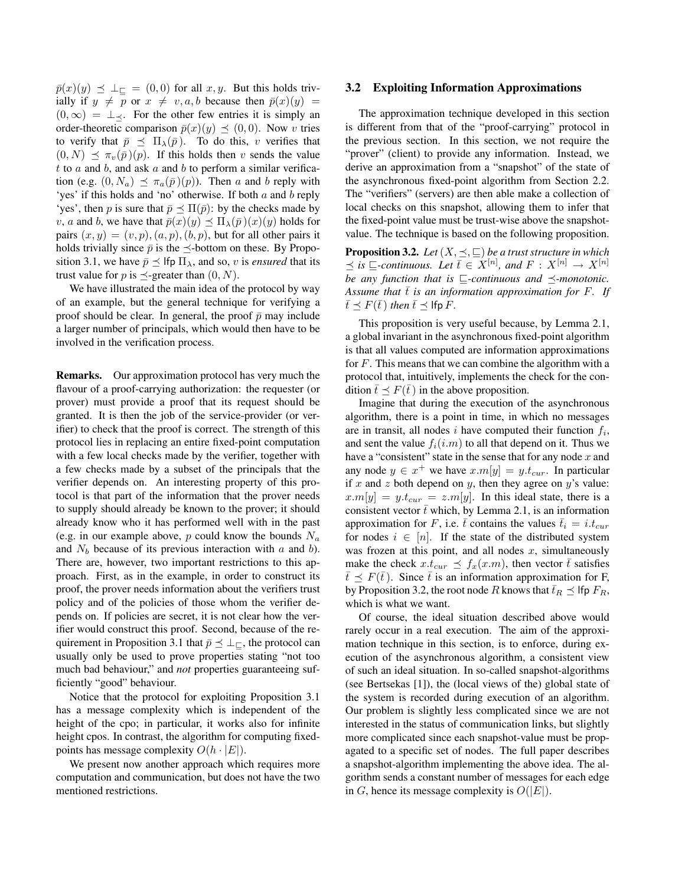$\bar{p}(x)(y) \preceq \bot_{\sqsubseteq} = (0,0)$ for all $x, y$. But this holds trivially if $y \neq p$ or $x \neq v, a, b$ because then $\bar{p}(x)(y) = (0, \infty) = \bot_{\preceq}$. For the other few entries it is simply an order-theoretic comparison $\bar{p}(x)(y) \preceq (0,0)$. Now $v$ tries to verify that $\bar{p} \preceq \Pi_{\lambda}(\bar{p})$. To do this, $v$ verifies that $(0, N) \preceq \pi_v(\bar{p})(p)$. If this holds then $v$ sends the value $t$ to $a$ and $b$, and ask $a$ and $b$ to perform a similar verification (e.g. $(0, N_a) \preceq \pi_a(\bar{p})(p)$). Then $a$ and $b$ reply with 'yes' if this holds and 'no' otherwise. If both $a$ and $b$ reply 'yes', then $p$ is sure that $\bar{p} \preceq \Pi(\bar{p})$: by the checks made by $v$, $a$ and $b$, we have that $\bar{p}(x)(y) \preceq \Pi_{\lambda}(\bar{p})(x)(y)$ holds for pairs $(x, y) = (v, p), (a, p), (b, p)$, but for all other pairs it holds trivially since $\bar{p}$ is the $\preceq$-bottom on these. By Proposition 3.1, we have $\bar{p} \preceq \mathsf{lfp}\, \Pi_{\lambda}$, and so, $v$ is *ensured* that its trust value for $p$ is $\preceq$-greater than $(0, N)$.

We have illustrated the main idea of the protocol by way of an example, but the general technique for verifying a proof should be clear. In general, the proof $\bar{p}$ may include a larger number of principals, which would then have to be involved in the verification process.

**Remarks.** Our approximation protocol has very much the flavour of a proof-carrying authorization: the requester (or prover) must provide a proof that its request should be granted. It is then the job of the service-provider (or verifier) to check that the proof is correct. The strength of this protocol lies in replacing an entire fixed-point computation with a few local checks made by the verifier, together with a few checks made by a subset of the principals that the verifier depends on. An interesting property of this protocol is that part of the information that the prover needs to supply should already be known to the prover; it should already know who it has performed well with in the past (e.g. in our example above, $p$ could know the bounds $N_a$ and $N_b$ because of its previous interaction with $a$ and $b$). There are, however, two important restrictions to this approach. First, as in the example, in order to construct its proof, the prover needs information about the verifiers trust policy and of the policies of those whom the verifier depends on. If policies are secret, it is not clear how the verifier would construct this proof. Second, because of the requirement in Proposition 3.1 that $\bar{p} \preceq \bot_{\sqsubseteq}$, the protocol can usually only be used to prove properties stating "not too much bad behaviour," and *not* properties guaranteeing sufficiently "good" behaviour.

Notice that the protocol for exploiting Proposition 3.1 has a message complexity which is independent of the height of the cpo; in particular, it works also for infinite height cpos. In contrast, the algorithm for computing fixed-points has message complexity $O(h \cdot |E|)$.

We present now another approach which requires more computation and communication, but does not have the two mentioned restrictions.

### 3.2 Exploiting Information Approximations

The approximation technique developed in this section is different from that of the "proof-carrying" protocol in the previous section. In this section, we not require the "prover" (client) to provide any information. Instead, we derive an approximation from a "snapshot" of the state of the asynchronous fixed-point algorithm from Section 2.2. The "verifiers" (servers) are then able make a collection of local checks on this snapshot, allowing them to infer that the fixed-point value must be trust-wise above the snapshot-value. The technique is based on the following proposition.

**Proposition 3.2.** *Let $(X, \preceq, \sqsubseteq)$ be a trust structure in which $\preceq$ is $\sqsubseteq$-continuous. Let $\bar{t} \in X^{[n]}$, and $F : X^{[n]} \to X^{[n]}$ be any function that is $\sqsubseteq$-continuous and $\preceq$-monotonic. Assume that $\bar{t}$ is an information approximation for $F$. If $\bar{t} \preceq F(\bar{t})$ then $\bar{t} \preceq \mathsf{lfp}\, F$.*

This proposition is very useful because, by Lemma 2.1, a global invariant in the asynchronous fixed-point algorithm is that all values computed are information approximations for $F$. This means that we can combine the algorithm with a protocol that, intuitively, implements the check for the condition $\bar{t} \preceq F(\bar{t})$ in the above proposition.

Imagine that during the execution of the asynchronous algorithm, there is a point in time, in which no messages are in transit, all nodes $i$ have computed their function $f_i$, and sent the value $f_i(i.m)$ to all that depend on it. Thus we have a "consistent" state in the sense that for any node $x$ and any node $y \in x^+$ we have $x.m[y] = y.t_{cur}$. In particular if $x$ and $z$ both depend on $y$, then they agree on $y$'s value: $x.m[y] = y.t_{cur} = z.m[y]$. In this ideal state, there is a consistent vector $\bar{t}$ which, by Lemma 2.1, is an information approximation for $F$, i.e. $\bar{t}$ contains the values $\bar{t}_i = i.t_{cur}$ for nodes $i \in [n]$. If the state of the distributed system was frozen at this point, and all nodes $x$, simultaneously make the check $x.t_{cur} \preceq f_x(x.m)$, then vector $\bar{t}$ satisfies $\bar{t} \preceq F(\bar{t})$. Since $\bar{t}$ is an information approximation for F, by Proposition 3.2, the root node $R$ knows that $\bar{t}_R \preceq \mathsf{lfp}\, F_R$, which is what we want.

Of course, the ideal situation described above would rarely occur in a real execution. The aim of the approximation technique in this section, is to enforce, during execution of the asynchronous algorithm, a consistent view of such an ideal situation. In so-called snapshot-algorithms (see Bertsekas [1]), the (local views of the) global state of the system is recorded during execution of an algorithm. Our problem is slightly less complicated since we are not interested in the status of communication links, but slightly more complicated since each snapshot-value must be propagated to a specific set of nodes. The full paper describes a snapshot-algorithm implementing the above idea. The algorithm sends a constant number of messages for each edge in $G$, hence its message complexity is $O(|E|)$.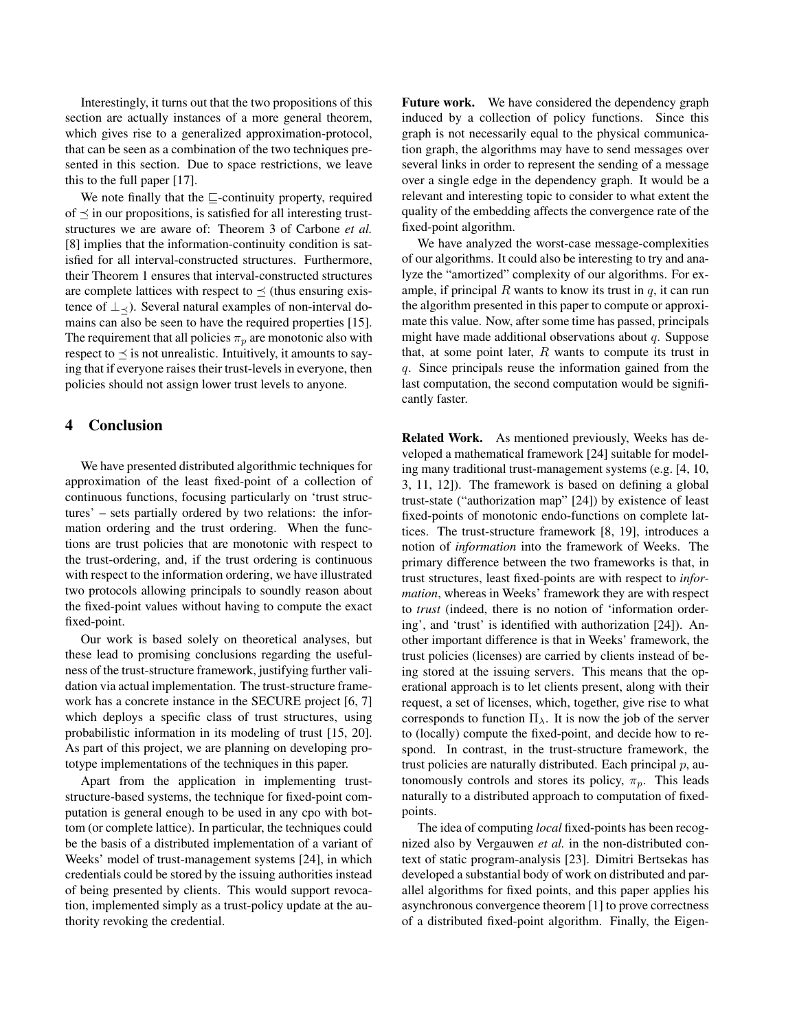Interestingly, it turns out that the two propositions of this section are actually instances of a more general theorem, which gives rise to a generalized approximation-protocol, that can be seen as a combination of the two techniques presented in this section. Due to space restrictions, we leave this to the full paper [17].

We note finally that the $\sqsubseteq$-continuity property, required of $\preceq$ in our propositions, is satisfied for all interesting trust-structures we are aware of: Theorem 3 of Carbone *et al.* [8] implies that the information-continuity condition is satisfied for all interval-constructed structures. Furthermore, their Theorem 1 ensures that interval-constructed structures are complete lattices with respect to $\preceq$ (thus ensuring existence of $\perp_{\preceq}$). Several natural examples of non-interval domains can also be seen to have the required properties [15]. The requirement that all policies $\pi_p$ are monotonic also with respect to $\preceq$ is not unrealistic. Intuitively, it amounts to saying that if everyone raises their trust-levels in everyone, then policies should not assign lower trust levels to anyone.

## 4 Conclusion

We have presented distributed algorithmic techniques for approximation of the least fixed-point of a collection of continuous functions, focusing particularly on 'trust structures' – sets partially ordered by two relations: the information ordering and the trust ordering. When the functions are trust policies that are monotonic with respect to the trust-ordering, and, if the trust ordering is continuous with respect to the information ordering, we have illustrated two protocols allowing principals to soundly reason about the fixed-point values without having to compute the exact fixed-point.

Our work is based solely on theoretical analyses, but these lead to promising conclusions regarding the usefulness of the trust-structure framework, justifying further validation via actual implementation. The trust-structure framework has a concrete instance in the SECURE project [6, 7] which deploys a specific class of trust structures, using probabilistic information in its modeling of trust [15, 20]. As part of this project, we are planning on developing prototype implementations of the techniques in this paper.

Apart from the application in implementing trust-structure-based systems, the technique for fixed-point computation is general enough to be used in any cpo with bottom (or complete lattice). In particular, the techniques could be the basis of a distributed implementation of a variant of Weeks' model of trust-management systems [24], in which credentials could be stored by the issuing authorities instead of being presented by clients. This would support revocation, implemented simply as a trust-policy update at the authority revoking the credential.

**Future work.** We have considered the dependency graph induced by a collection of policy functions. Since this graph is not necessarily equal to the physical communication graph, the algorithms may have to send messages over several links in order to represent the sending of a message over a single edge in the dependency graph. It would be a relevant and interesting topic to consider to what extent the quality of the embedding affects the convergence rate of the fixed-point algorithm.

We have analyzed the worst-case message-complexities of our algorithms. It could also be interesting to try and analyze the "amortized" complexity of our algorithms. For example, if principal $R$ wants to know its trust in $q$, it can run the algorithm presented in this paper to compute or approximate this value. Now, after some time has passed, principals might have made additional observations about $q$. Suppose that, at some point later, $R$ wants to compute its trust in $q$. Since principals reuse the information gained from the last computation, the second computation would be significantly faster.

**Related Work.** As mentioned previously, Weeks has developed a mathematical framework [24] suitable for modeling many traditional trust-management systems (e.g. [4, 10, 3, 11, 12]). The framework is based on defining a global trust-state ("authorization map" [24]) by existence of least fixed-points of monotonic endo-functions on complete lattices. The trust-structure framework [8, 19], introduces a notion of *information* into the framework of Weeks. The primary difference between the two frameworks is that, in trust structures, least fixed-points are with respect to *information*, whereas in Weeks' framework they are with respect to *trust* (indeed, there is no notion of 'information ordering', and 'trust' is identified with authorization [24]). Another important difference is that in Weeks' framework, the trust policies (licenses) are carried by clients instead of being stored at the issuing servers. This means that the operational approach is to let clients present, along with their request, a set of licenses, which, together, give rise to what corresponds to function $\Pi_\lambda$. It is now the job of the server to (locally) compute the fixed-point, and decide how to respond. In contrast, in the trust-structure framework, the trust policies are naturally distributed. Each principal $p$, autonomously controls and stores its policy, $\pi_p$. This leads naturally to a distributed approach to computation of fixed-points.

The idea of computing *local* fixed-points has been recognized also by Vergauwen *et al.* in the non-distributed context of static program-analysis [23]. Dimitri Bertsekas has developed a substantial body of work on distributed and parallel algorithms for fixed points, and this paper applies his asynchronous convergence theorem [1] to prove correctness of a distributed fixed-point algorithm. Finally, the Eigen-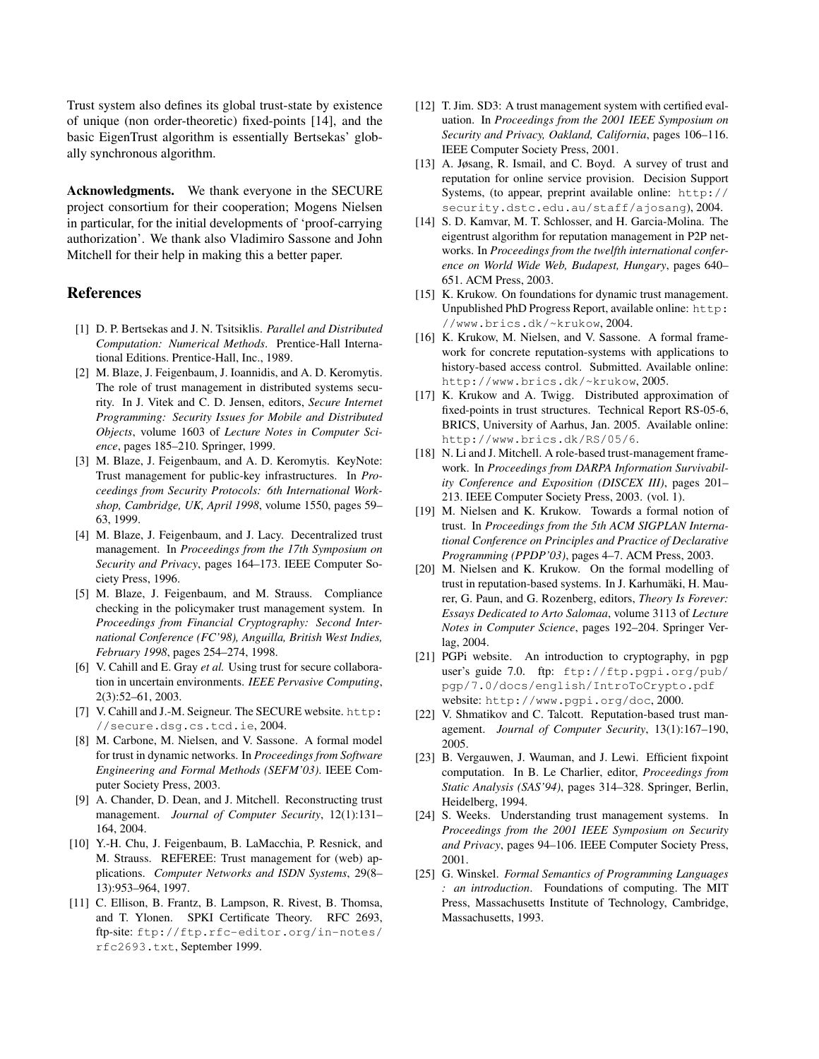Trust system also defines its global trust-state by existence of unique (non order-theoretic) fixed-points [14], and the basic EigenTrust algorithm is essentially Bertsekas' globally synchronous algorithm.

**Acknowledgments.** We thank everyone in the SECURE project consortium for their cooperation; Mogens Nielsen in particular, for the initial developments of 'proof-carrying authorization'. We thank also Vladimiro Sassone and John Mitchell for their help in making this a better paper.

## References

[1] D. P. Bertsekas and J. N. Tsitsiklis. *Parallel and Distributed Computation: Numerical Methods*. Prentice-Hall International Editions. Prentice-Hall, Inc., 1989.

[2] M. Blaze, J. Feigenbaum, J. Ioannidis, and A. D. Keromytis. The role of trust management in distributed systems security. In J. Vitek and C. D. Jensen, editors, *Secure Internet Programming: Security Issues for Mobile and Distributed Objects*, volume 1603 of *Lecture Notes in Computer Science*, pages 185–210. Springer, 1999.

[3] M. Blaze, J. Feigenbaum, and A. D. Keromytis. KeyNote: Trust management for public-key infrastructures. In *Proceedings from Security Protocols: 6th International Workshop, Cambridge, UK, April 1998*, volume 1550, pages 59–63, 1999.

[4] M. Blaze, J. Feigenbaum, and J. Lacy. Decentralized trust management. In *Proceedings from the 17th Symposium on Security and Privacy*, pages 164–173. IEEE Computer Society Press, 1996.

[5] M. Blaze, J. Feigenbaum, and M. Strauss. Compliance checking in the policymaker trust management system. In *Proceedings from Financial Cryptography: Second International Conference (FC'98), Anguilla, British West Indies, February 1998*, pages 254–274, 1998.

[6] V. Cahill and E. Gray *et al.* Using trust for secure collaboration in uncertain environments. *IEEE Pervasive Computing*, 2(3):52–61, 2003.

[7] V. Cahill and J.-M. Seigneur. The SECURE website. http://secure.dsg.cs.tcd.ie, 2004.

[8] M. Carbone, M. Nielsen, and V. Sassone. A formal model for trust in dynamic networks. In *Proceedings from Software Engineering and Formal Methods (SEFM'03)*. IEEE Computer Society Press, 2003.

[9] A. Chander, D. Dean, and J. Mitchell. Reconstructing trust management. *Journal of Computer Security*, 12(1):131–164, 2004.

[10] Y.-H. Chu, J. Feigenbaum, B. LaMacchia, P. Resnick, and M. Strauss. REFEREE: Trust management for (web) applications. *Computer Networks and ISDN Systems*, 29(8–13):953–964, 1997.

[11] C. Ellison, B. Frantz, B. Lampson, R. Rivest, B. Thomsa, and T. Ylonen. SPKI Certificate Theory. RFC 2693, ftp-site: ftp://ftp.rfc-editor.org/in-notes/rfc2693.txt, September 1999.

[12] T. Jim. SD3: A trust management system with certified evaluation. In *Proceedings from the 2001 IEEE Symposium on Security and Privacy, Oakland, California*, pages 106–116. IEEE Computer Society Press, 2001.

[13] A. Jøsang, R. Ismail, and C. Boyd. A survey of trust and reputation for online service provision. Decision Support Systems, (to appear, preprint available online: http://security.dstc.edu.au/staff/ajosang), 2004.

[14] S. D. Kamvar, M. T. Schlosser, and H. Garcia-Molina. The eigentrust algorithm for reputation management in P2P networks. In *Proceedings from the twelfth international conference on World Wide Web, Budapest, Hungary*, pages 640–651. ACM Press, 2003.

[15] K. Krukow. On foundations for dynamic trust management. Unpublished PhD Progress Report, available online: http://www.brics.dk/~krukow, 2004.

[16] K. Krukow, M. Nielsen, and V. Sassone. A formal framework for concrete reputation-systems with applications to history-based access control. Submitted. Available online: http://www.brics.dk/~krukow, 2005.

[17] K. Krukow and A. Twigg. Distributed approximation of fixed-points in trust structures. Technical Report RS-05-6, BRICS, University of Aarhus, Jan. 2005. Available online: http://www.brics.dk/RS/05/6.

[18] N. Li and J. Mitchell. A role-based trust-management framework. In *Proceedings from DARPA Information Survivability Conference and Exposition (DISCEX III)*, pages 201–213. IEEE Computer Society Press, 2003. (vol. 1).

[19] M. Nielsen and K. Krukow. Towards a formal notion of trust. In *Proceedings from the 5th ACM SIGPLAN International Conference on Principles and Practice of Declarative Programming (PPDP'03)*, pages 4–7. ACM Press, 2003.

[20] M. Nielsen and K. Krukow. On the formal modelling of trust in reputation-based systems. In J. Karhumäki, H. Maurer, G. Paun, and G. Rozenberg, editors, *Theory Is Forever: Essays Dedicated to Arto Salomaa*, volume 3113 of *Lecture Notes in Computer Science*, pages 192–204. Springer Verlag, 2004.

[21] PGPi website. An introduction to cryptography, in pgp user's guide 7.0. ftp: ftp://ftp.pgpi.org/pub/pgp/7.0/docs/english/IntroToCrypto.pdf website: http://www.pgpi.org/doc, 2000.

[22] V. Shmatikov and C. Talcott. Reputation-based trust management. *Journal of Computer Security*, 13(1):167–190, 2005.

[23] B. Vergauwen, J. Wauman, and J. Lewi. Efficient fixpoint computation. In B. Le Charlier, editor, *Proceedings from Static Analysis (SAS'94)*, pages 314–328. Springer, Berlin, Heidelberg, 1994.

[24] S. Weeks. Understanding trust management systems. In *Proceedings from the 2001 IEEE Symposium on Security and Privacy*, pages 94–106. IEEE Computer Society Press, 2001.

[25] G. Winskel. *Formal Semantics of Programming Languages : an introduction*. Foundations of computing. The MIT Press, Massachusetts Institute of Technology, Cambridge, Massachusetts, 1993.